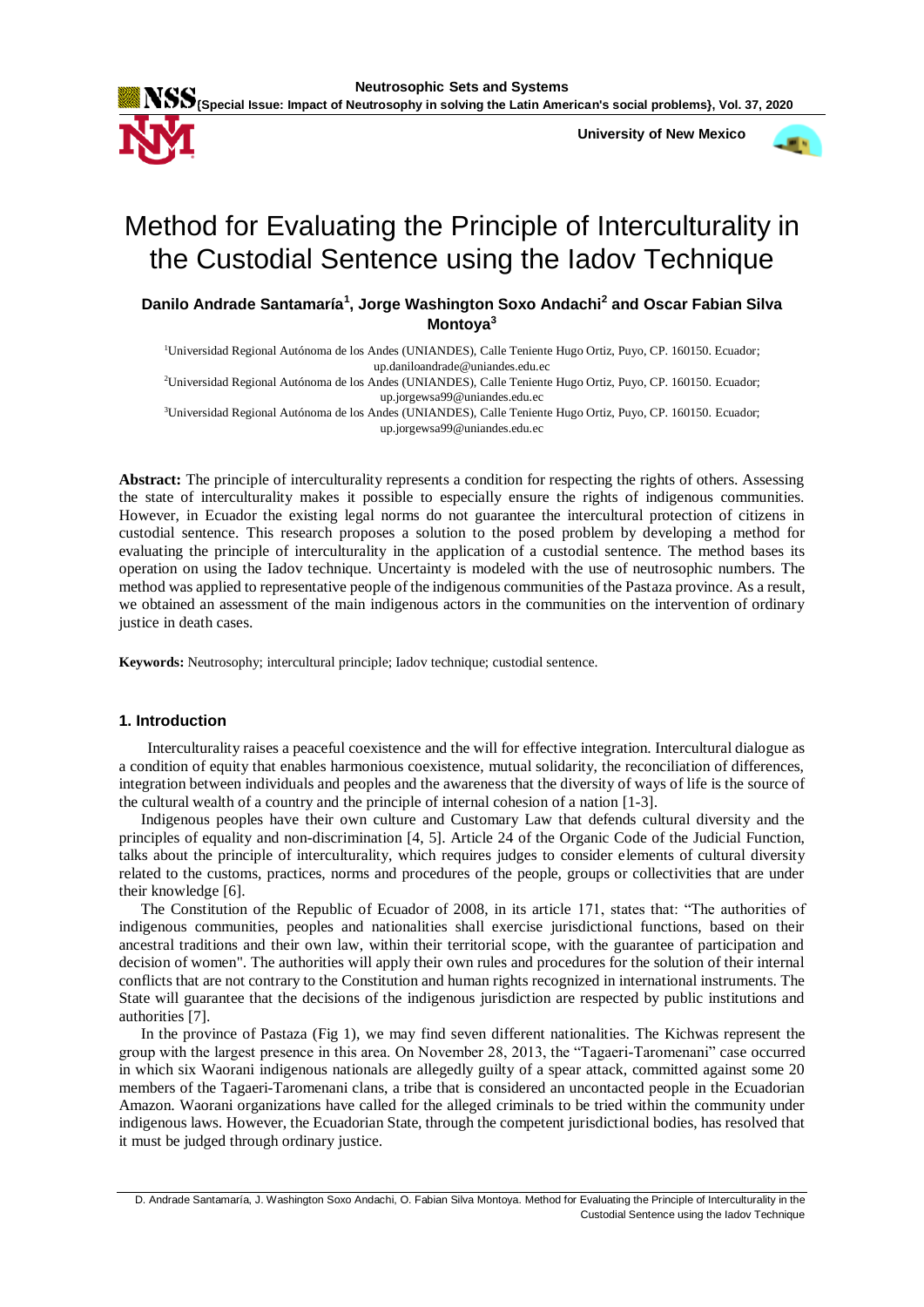# Method for Evaluating the Principle of Interculturality in the Custodial Sentence using the Iadov Technique

**Danilo Andrade Santamaría[1], Jorge Washington Soxo Andachi[2] and Oscar Fabian Silva Montoya[3]**

[1]Universidad Regional Autónoma de los Andes (UNIANDES), Calle Teniente Hugo Ortiz, Puyo, CP. 160150. Ecuador; up.daniloandrade@uniandes.edu.ec

[2]Universidad Regional Autónoma de los Andes (UNIANDES), Calle Teniente Hugo Ortiz, Puyo, CP. 160150. Ecuador; up.jorgewsa99@uniandes.edu.ec

[3]Universidad Regional Autónoma de los Andes (UNIANDES), Calle Teniente Hugo Ortiz, Puyo, CP. 160150. Ecuador; up.jorgewsa99@uniandes.edu.ec

**Abstract:** The principle of interculturality represents a condition for respecting the rights of others. Assessing the state of interculturality makes it possible to especially ensure the rights of indigenous communities. However, in Ecuador the existing legal norms do not guarantee the intercultural protection of citizens in custodial sentence. This research proposes a solution to the posed problem by developing a method for evaluating the principle of interculturality in the application of a custodial sentence. The method bases its operation on using the Iadov technique. Uncertainty is modeled with the use of neutrosophic numbers. The method was applied to representative people of the indigenous communities of the Pastaza province. As a result, we obtained an assessment of the main indigenous actors in the communities on the intervention of ordinary justice in death cases.

**Keywords:** Neutrosophy; intercultural principle; Iadov technique; custodial sentence.

## 1. Introduction

Interculturality raises a peaceful coexistence and the will for effective integration. Intercultural dialogue as a condition of equity that enables harmonious coexistence, mutual solidarity, the reconciliation of differences, integration between individuals and peoples and the awareness that the diversity of ways of life is the source of the cultural wealth of a country and the principle of internal cohesion of a nation [1-3].

Indigenous peoples have their own culture and Customary Law that defends cultural diversity and the principles of equality and non-discrimination [4, 5]. Article 24 of the Organic Code of the Judicial Function, talks about the principle of interculturality, which requires judges to consider elements of cultural diversity related to the customs, practices, norms and procedures of the people, groups or collectivities that are under their knowledge [6].

The Constitution of the Republic of Ecuador of 2008, in its article 171, states that: "The authorities of indigenous communities, peoples and nationalities shall exercise jurisdictional functions, based on their ancestral traditions and their own law, within their territorial scope, with the guarantee of participation and decision of women". The authorities will apply their own rules and procedures for the solution of their internal conflicts that are not contrary to the Constitution and human rights recognized in international instruments. The State will guarantee that the decisions of the indigenous jurisdiction are respected by public institutions and authorities [7].

In the province of Pastaza (Fig 1), we may find seven different nationalities. The Kichwas represent the group with the largest presence in this area. On November 28, 2013, the "Tagaeri-Taromenani" case occurred in which six Waorani indigenous nationals are allegedly guilty of a spear attack, committed against some 20 members of the Tagaeri-Taromenani clans, a tribe that is considered an uncontacted people in the Ecuadorian Amazon. Waorani organizations have called for the alleged criminals to be tried within the community under indigenous laws. However, the Ecuadorian State, through the competent jurisdictional bodies, has resolved that it must be judged through ordinary justice.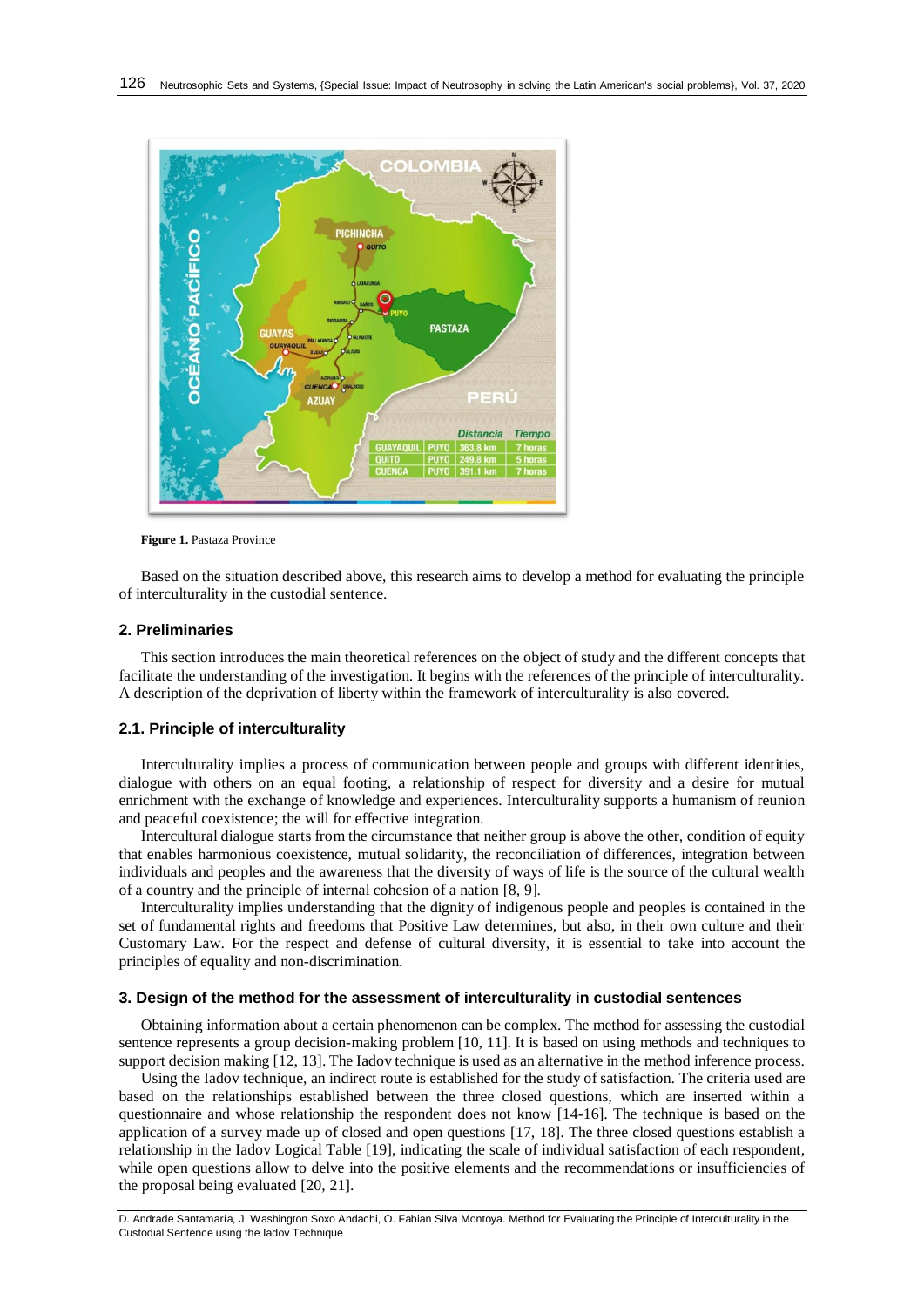**Figure 1.** Pastaza Province

Based on the situation described above, this research aims to develop a method for evaluating the principle of interculturality in the custodial sentence.

## 2. Preliminaries

This section introduces the main theoretical references on the object of study and the different concepts that facilitate the understanding of the investigation. It begins with the references of the principle of interculturality. A description of the deprivation of liberty within the framework of interculturality is also covered.

### 2.1. Principle of interculturality

Interculturality implies a process of communication between people and groups with different identities, dialogue with others on an equal footing, a relationship of respect for diversity and a desire for mutual enrichment with the exchange of knowledge and experiences. Interculturality supports a humanism of reunion and peaceful coexistence; the will for effective integration.

Intercultural dialogue starts from the circumstance that neither group is above the other, condition of equity that enables harmonious coexistence, mutual solidarity, the reconciliation of differences, integration between individuals and peoples and the awareness that the diversity of ways of life is the source of the cultural wealth of a country and the principle of internal cohesion of a nation [8, 9].

Interculturality implies understanding that the dignity of indigenous people and peoples is contained in the set of fundamental rights and freedoms that Positive Law determines, but also, in their own culture and their Customary Law. For the respect and defense of cultural diversity, it is essential to take into account the principles of equality and non-discrimination.

## 3. Design of the method for the assessment of interculturality in custodial sentences

Obtaining information about a certain phenomenon can be complex. The method for assessing the custodial sentence represents a group decision-making problem [10, 11]. It is based on using methods and techniques to support decision making [12, 13]. The Iadov technique is used as an alternative in the method inference process.

Using the Iadov technique, an indirect route is established for the study of satisfaction. The criteria used are based on the relationships established between the three closed questions, which are inserted within a questionnaire and whose relationship the respondent does not know [14-16]. The technique is based on the application of a survey made up of closed and open questions [17, 18]. The three closed questions establish a relationship in the Iadov Logical Table [19], indicating the scale of individual satisfaction of each respondent, while open questions allow to delve into the positive elements and the recommendations or insufficiencies of the proposal being evaluated [20, 21].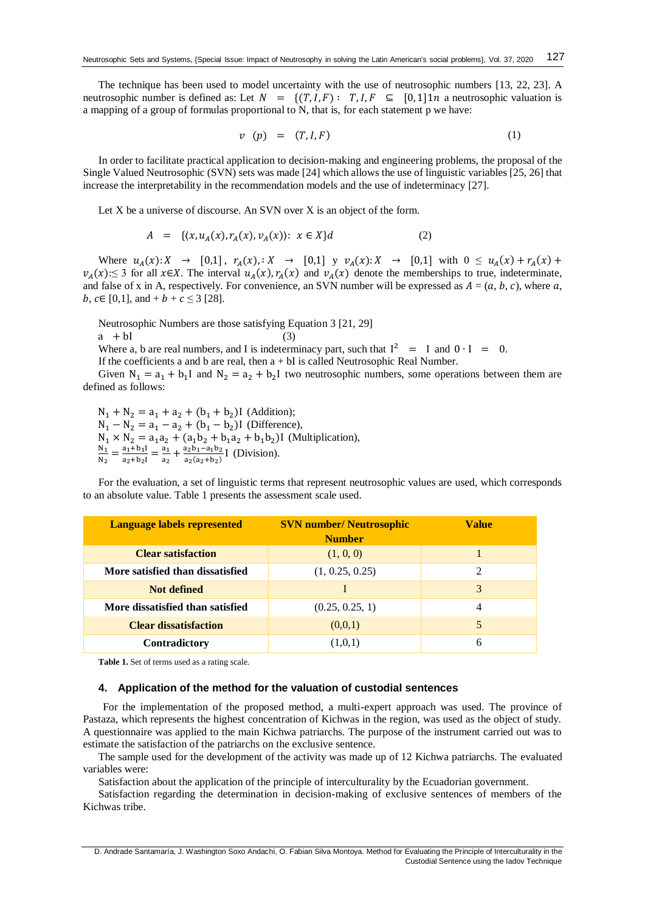The technique has been used to model uncertainty with the use of neutrosophic numbers [13, 22, 23]. A neutrosophic number is defined as: Let $N = \{(T, I, F) : T, I, F \subseteq [0,1]1n$ a neutrosophic valuation is a mapping of a group of formulas proportional to N, that is, for each statement p we have:

$$v(p) = (T, I, F) \qquad (1)$$

In order to facilitate practical application to decision-making and engineering problems, the proposal of the Single Valued Neutrosophic (SVN) sets was made [24] which allows the use of linguistic variables [25, 26] that increase the interpretability in the recommendation models and the use of indeterminacy [27].

Let X be a universe of discourse. An SVN over X is an object of the form.

$$A = \{\langle x, u_A(x), r_A(x), v_A(x)\rangle : x \in X\}d \qquad (2)$$

Where $u_A(x): X \rightarrow [0,1]$, $r_A(x), : X \rightarrow [0,1]$ y $v_A(x): X \rightarrow [0,1]$ with $0 \leq u_A(x) + r_A(x) + v_A(x) :\leq 3$ for all $x \in X$. The interval $u_A(x), r_A(x)$ and $v_A(x)$ denote the memberships to true, indeterminate, and false of x in A, respectively. For convenience, an SVN number will be expressed as $A = (a, b, c)$, where $a$, $b$, $c \in [0,1]$, and $+ b + c \leq 3$ [28].

Neutrosophic Numbers are those satisfying Equation 3 [21, 29]

$$a + bI \qquad (3)$$

Where a, b are real numbers, and I is indeterminacy part, such that $I^2 = I$ and $0 \cdot I = 0$.

If the coefficients a and b are real, then a + bI is called Neutrosophic Real Number.

Given $N_1 = a_1 + b_1 I$ and $N_2 = a_2 + b_2 I$ two neutrosophic numbers, some operations between them are defined as follows:

$N_1 + N_2 = a_1 + a_2 + (b_1 + b_2)I$ (Addition);
$N_1 - N_2 = a_1 - a_2 + (b_1 - b_2)I$ (Difference),
$N_1 \times N_2 = a_1 a_2 + (a_1 b_2 + b_1 a_2 + b_1 b_2)I$ (Multiplication),
$\frac{N_1}{N_2} = \frac{a_1 + b_1 I}{a_2 + b_2 I} = \frac{a_1}{a_2} + \frac{a_2 b_1 - a_1 b_2}{a_2(a_2 + b_2)} I$ (Division).

For the evaluation, a set of linguistic terms that represent neutrosophic values are used, which corresponds to an absolute value. Table 1 presents the assessment scale used.

| Language labels represented | SVN number/ Neutrosophic Number | Value |
|---|---|---|
| **Clear satisfaction** | (1, 0, 0) | 1 |
| **More satisfied than dissatisfied** | (1, 0.25, 0.25) | 2 |
| **Not defined** | I | 3 |
| **More dissatisfied than satisfied** | (0.25, 0.25, 1) | 4 |
| **Clear dissatisfaction** | (0,0,1) | 5 |
| **Contradictory** | (1,0,1) | 6 |

**Table 1.** Set of terms used as a rating scale.

## 4. Application of the method for the valuation of custodial sentences

For the implementation of the proposed method, a multi-expert approach was used. The province of Pastaza, which represents the highest concentration of Kichwas in the region, was used as the object of study. A questionnaire was applied to the main Kichwa patriarchs. The purpose of the instrument carried out was to estimate the satisfaction of the patriarchs on the exclusive sentence.

The sample used for the development of the activity was made up of 12 Kichwa patriarchs. The evaluated variables were:

Satisfaction about the application of the principle of interculturality by the Ecuadorian government.

Satisfaction regarding the determination in decision-making of exclusive sentences of members of the Kichwas tribe.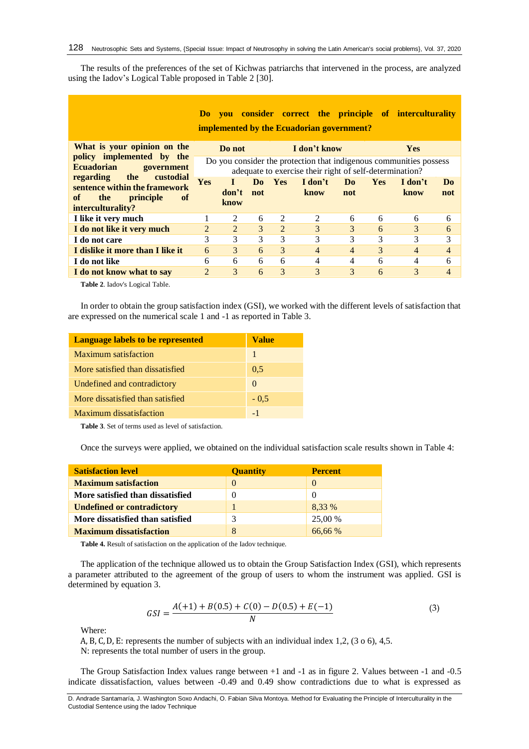The results of the preferences of the set of Kichwas patriarchs that intervened in the process, are analyzed using the Iadov's Logical Table proposed in Table 2 [30].

| What is your opinion on the policy implemented by the Ecuadorian government regarding the custodial sentence within the framework of the principle of interculturality? | Do you consider correct the principle of interculturality implemented by the Ecuadorian government? | | | | | | | | |
|---|---|---|---|---|---|---|---|---|---|
| | Do not | | | I don't know | | | Yes | | |
| | Do you consider the protection that indigenous communities possess adequate to exercise their right of self-determination? | | | | | | | | |
| | Yes | I don't know | Do not | Yes | I don't know | Do not | Yes | I don't know | Do not |
| **I like it very much** | 1 | 2 | 6 | 2 | 2 | 6 | 6 | 6 | 6 |
| **I do not like it very much** | 2 | 2 | 3 | 2 | 3 | 3 | 6 | 3 | 6 |
| **I do not care** | 3 | 3 | 3 | 3 | 3 | 3 | 3 | 3 | 3 |
| **I dislike it more than I like it** | 6 | 3 | 6 | 3 | 4 | 4 | 3 | 4 | 4 |
| **I do not like** | 6 | 6 | 6 | 6 | 4 | 4 | 6 | 4 | 6 |
| **I do not know what to say** | 2 | 3 | 6 | 3 | 3 | 3 | 6 | 3 | 4 |

**Table 2**. Iadov's Logical Table.

In order to obtain the group satisfaction index (GSI), we worked with the different levels of satisfaction that are expressed on the numerical scale 1 and -1 as reported in Table 3.

| Language labels to be represented | Value |
|---|---|
| Maximum satisfaction | 1 |
| More satisfied than dissatisfied | 0,5 |
| Undefined and contradictory | 0 |
| More dissatisfied than satisfied | - 0,5 |
| Maximum dissatisfaction | -1 |

**Table 3**. Set of terms used as level of satisfaction.

Once the surveys were applied, we obtained on the individual satisfaction scale results shown in Table 4:

| Satisfaction level | Quantity | Percent |
|---|---|---|
| **Maximum satisfaction** | 0 | 0 |
| **More satisfied than dissatisfied** | 0 | 0 |
| **Undefined or contradictory** | 1 | 8,33 % |
| **More dissatisfied than satisfied** | 3 | 25,00 % |
| **Maximum dissatisfaction** | 8 | 66,66 % |

**Table 4.** Result of satisfaction on the application of the Iadov technique.

The application of the technique allowed us to obtain the Group Satisfaction Index (GSI), which represents a parameter attributed to the agreement of the group of users to whom the instrument was applied. GSI is determined by equation 3.

$$GSI = \frac{A(+1) + B(0.5) + C(0) - D(0.5) + E(-1)}{N} \tag{3}$$

Where:

$A, B, C, D, E$: represents the number of subjects with an individual index 1,2, (3 o 6), 4,5.

N: represents the total number of users in the group.

The Group Satisfaction Index values range between +1 and -1 as in figure 2. Values between -1 and -0.5 indicate dissatisfaction, values between -0.49 and 0.49 show contradictions due to what is expressed as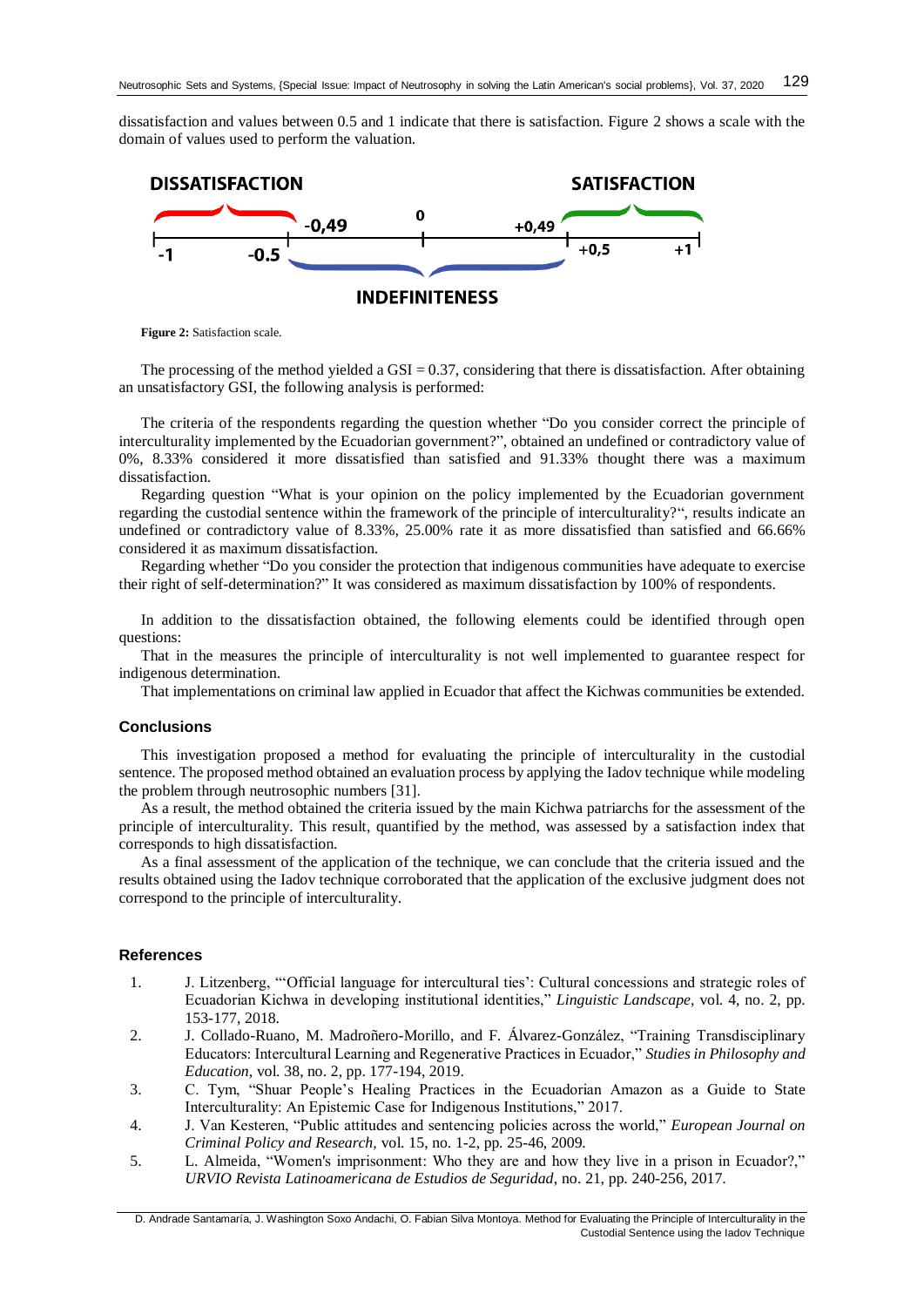dissatisfaction and values between 0.5 and 1 indicate that there is satisfaction. Figure 2 shows a scale with the domain of values used to perform the valuation.

**Figure 2:** Satisfaction scale.

The processing of the method yielded a GSI = 0.37, considering that there is dissatisfaction. After obtaining an unsatisfactory GSI, the following analysis is performed:

The criteria of the respondents regarding the question whether "Do you consider correct the principle of interculturality implemented by the Ecuadorian government?", obtained an undefined or contradictory value of 0%, 8.33% considered it more dissatisfied than satisfied and 91.33% thought there was a maximum dissatisfaction.

Regarding question "What is your opinion on the policy implemented by the Ecuadorian government regarding the custodial sentence within the framework of the principle of interculturality?", results indicate an undefined or contradictory value of 8.33%, 25.00% rate it as more dissatisfied than satisfied and 66.66% considered it as maximum dissatisfaction.

Regarding whether "Do you consider the protection that indigenous communities have adequate to exercise their right of self-determination?" It was considered as maximum dissatisfaction by 100% of respondents.

In addition to the dissatisfaction obtained, the following elements could be identified through open questions:

That in the measures the principle of interculturality is not well implemented to guarantee respect for indigenous determination.

That implementations on criminal law applied in Ecuador that affect the Kichwas communities be extended.

## Conclusions

This investigation proposed a method for evaluating the principle of interculturality in the custodial sentence. The proposed method obtained an evaluation process by applying the Iadov technique while modeling the problem through neutrosophic numbers [31].

As a result, the method obtained the criteria issued by the main Kichwa patriarchs for the assessment of the principle of interculturality. This result, quantified by the method, was assessed by a satisfaction index that corresponds to high dissatisfaction.

As a final assessment of the application of the technique, we can conclude that the criteria issued and the results obtained using the Iadov technique corroborated that the application of the exclusive judgment does not correspond to the principle of interculturality.

## References

1. J. Litzenberg, "'Official language for intercultural ties': Cultural concessions and strategic roles of Ecuadorian Kichwa in developing institutional identities," *Linguistic Landscape*, vol. 4, no. 2, pp. 153-177, 2018.
2. J. Collado-Ruano, M. Madroñero-Morillo, and F. Álvarez-González, "Training Transdisciplinary Educators: Intercultural Learning and Regenerative Practices in Ecuador," *Studies in Philosophy and Education*, vol. 38, no. 2, pp. 177-194, 2019.
3. C. Tym, "Shuar People's Healing Practices in the Ecuadorian Amazon as a Guide to State Interculturality: An Epistemic Case for Indigenous Institutions," 2017.
4. J. Van Kesteren, "Public attitudes and sentencing policies across the world," *European Journal on Criminal Policy and Research*, vol. 15, no. 1-2, pp. 25-46, 2009.
5. L. Almeida, "Women's imprisonment: Who they are and how they live in a prison in Ecuador?," *URVIO Revista Latinoamericana de Estudios de Seguridad*, no. 21, pp. 240-256, 2017.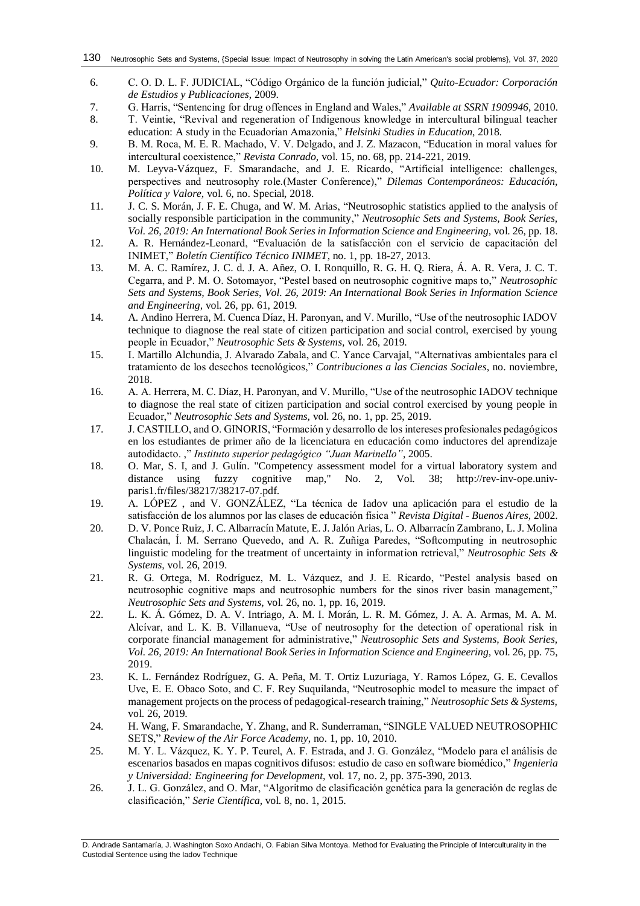6. C. O. D. L. F. JUDICIAL, “Código Orgánico de la función judicial,” *Quito-Ecuador: Corporación de Estudios y Publicaciones*, 2009.
7. G. Harris, “Sentencing for drug offences in England and Wales,” *Available at SSRN 1909946*, 2010.
8. T. Veintie, “Revival and regeneration of Indigenous knowledge in intercultural bilingual teacher education: A study in the Ecuadorian Amazonia,” *Helsinki Studies in Education*, 2018.
9. B. M. Roca, M. E. R. Machado, V. V. Delgado, and J. Z. Mazacon, “Education in moral values for intercultural coexistence,” *Revista Conrado*, vol. 15, no. 68, pp. 214-221, 2019.
10. M. Leyva-Vázquez, F. Smarandache, and J. E. Ricardo, “Artificial intelligence: challenges, perspectives and neutrosophy role.(Master Conference),” *Dilemas Contemporáneos: Educación, Política y Valore*, vol. 6, no. Special, 2018.
11. J. C. S. Morán, J. F. E. Chuga, and W. M. Arias, “Neutrosophic statistics applied to the analysis of socially responsible participation in the community,” *Neutrosophic Sets and Systems, Book Series, Vol. 26, 2019: An International Book Series in Information Science and Engineering*, vol. 26, pp. 18.
12. A. R. Hernández-Leonard, “Evaluación de la satisfacción con el servicio de capacitación del INIMET,” *Boletín Científico Técnico INIMET*, no. 1, pp. 18-27, 2013.
13. M. A. C. Ramírez, J. C. d. J. A. Añez, O. I. Ronquillo, R. G. H. Q. Riera, Á. A. R. Vera, J. C. T. Cegarra, and P. M. O. Sotomayor, “Pestel based on neutrosophic cognitive maps to,” *Neutrosophic Sets and Systems, Book Series, Vol. 26, 2019: An International Book Series in Information Science and Engineering*, vol. 26, pp. 61, 2019.
14. A. Andino Herrera, M. Cuenca Díaz, H. Paronyan, and V. Murillo, “Use of the neutrosophic IADOV technique to diagnose the real state of citizen participation and social control, exercised by young people in Ecuador,” *Neutrosophic Sets & Systems*, vol. 26, 2019.
15. I. Martillo Alchundia, J. Alvarado Zabala, and C. Yance Carvajal, “Alternativas ambientales para el tratamiento de los desechos tecnológicos,” *Contribuciones a las Ciencias Sociales*, no. noviembre, 2018.
16. A. A. Herrera, M. C. Díaz, H. Paronyan, and V. Murillo, “Use of the neutrosophic IADOV technique to diagnose the real state of citizen participation and social control exercised by young people in Ecuador,” *Neutrosophic Sets and Systems*, vol. 26, no. 1, pp. 25, 2019.
17. J. CASTILLO, and O. GINORIS, “Formación y desarrollo de los intereses profesionales pedagógicos en los estudiantes de primer año de la licenciatura en educación como inductores del aprendizaje autodidacto. ,” *Instituto superior pedagógico “Juan Marinello”*, 2005.
18. O. Mar, S. I, and J. Gulín. "Competency assessment model for a virtual laboratory system and distance using fuzzy cognitive map," No. 2, Vol. 38; http://rev-inv-ope.univ-paris1.fr/files/38217/38217-07.pdf.
19. A. LÓPEZ , and V. GONZÁLEZ, “La técnica de Iadov una aplicación para el estudio de la satisfacción de los alumnos por las clases de educación física ” *Revista Digital - Buenos Aires*, 2002.
20. D. V. Ponce Ruiz, J. C. Albarracín Matute, E. J. Jalón Arias, L. O. Albarracín Zambrano, L. J. Molina Chalacán, Í. M. Serrano Quevedo, and A. R. Zuñiga Paredes, “Softcomputing in neutrosophic linguistic modeling for the treatment of uncertainty in information retrieval,” *Neutrosophic Sets & Systems*, vol. 26, 2019.
21. R. G. Ortega, M. Rodríguez, M. L. Vázquez, and J. E. Ricardo, “Pestel analysis based on neutrosophic cognitive maps and neutrosophic numbers for the sinos river basin management,” *Neutrosophic Sets and Systems*, vol. 26, no. 1, pp. 16, 2019.
22. L. K. Á. Gómez, D. A. V. Intriago, A. M. I. Morán, L. R. M. Gómez, J. A. A. Armas, M. A. M. Alcívar, and L. K. B. Villanueva, “Use of neutrosophy for the detection of operational risk in corporate financial management for administrative,” *Neutrosophic Sets and Systems, Book Series, Vol. 26, 2019: An International Book Series in Information Science and Engineering*, vol. 26, pp. 75, 2019.
23. K. L. Fernández Rodríguez, G. A. Peña, M. T. Ortiz Luzuriaga, Y. Ramos López, G. E. Cevallos Uve, E. E. Obaco Soto, and C. F. Rey Suquilanda, “Neutrosophic model to measure the impact of management projects on the process of pedagogical-research training,” *Neutrosophic Sets & Systems*, vol. 26, 2019.
24. H. Wang, F. Smarandache, Y. Zhang, and R. Sunderraman, “SINGLE VALUED NEUTROSOPHIC SETS,” *Review of the Air Force Academy*, no. 1, pp. 10, 2010.
25. M. Y. L. Vázquez, K. Y. P. Teurel, A. F. Estrada, and J. G. González, “Modelo para el análisis de escenarios basados en mapas cognitivos difusos: estudio de caso en software biomédico,” *Ingenieria y Universidad: Engineering for Development*, vol. 17, no. 2, pp. 375-390, 2013.
26. J. L. G. González, and O. Mar, “Algoritmo de clasificación genética para la generación de reglas de clasificación,” *Serie Científica*, vol. 8, no. 1, 2015.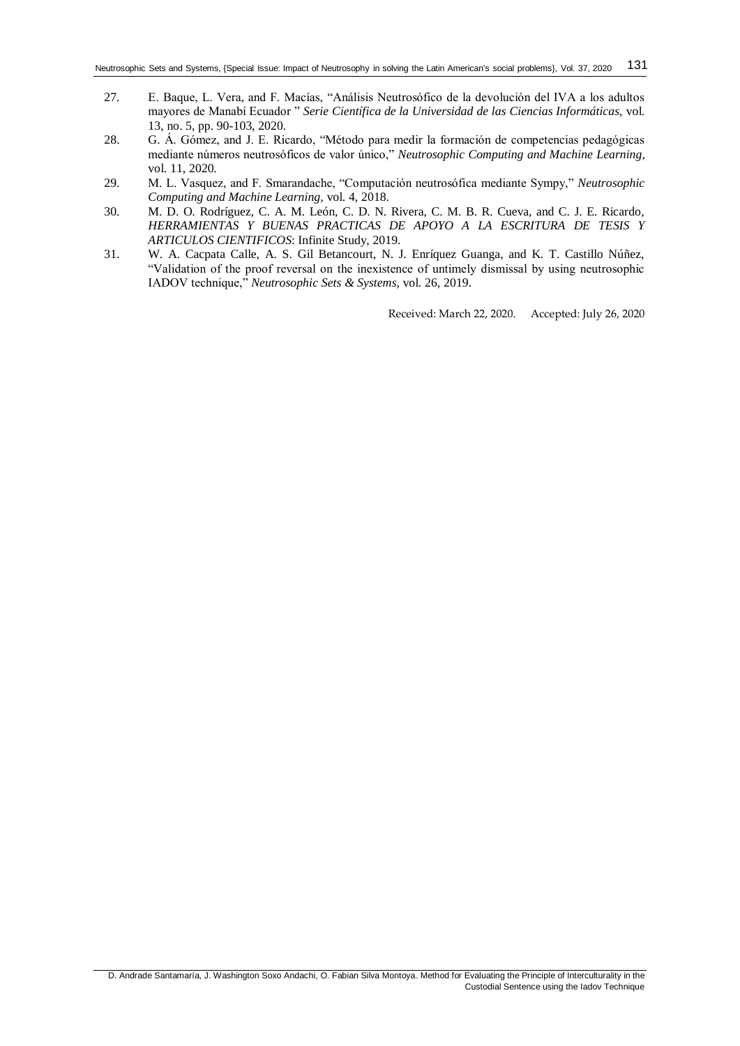27. E. Baque, L. Vera, and F. Macías, "Análisis Neutrosófico de la devolución del IVA a los adultos mayores de Manabí Ecuador " *Serie Científica de la Universidad de las Ciencias Informáticas,* vol. 13, no. 5, pp. 90-103, 2020.
28. G. Á. Gómez, and J. E. Ricardo, "Método para medir la formación de competencias pedagógicas mediante números neutrosóficos de valor único," *Neutrosophic Computing and Machine Learning,* vol. 11, 2020.
29. M. L. Vasquez, and F. Smarandache, "Computación neutrosófica mediante Sympy," *Neutrosophic Computing and Machine Learning,* vol. 4, 2018.
30. M. D. O. Rodríguez, C. A. M. León, C. D. N. Rivera, C. M. B. R. Cueva, and C. J. E. Ricardo, *HERRAMIENTAS Y BUENAS PRACTICAS DE APOYO A LA ESCRITURA DE TESIS Y ARTICULOS CIENTIFICOS*: Infinite Study, 2019.
31. W. A. Cacpata Calle, A. S. Gil Betancourt, N. J. Enríquez Guanga, and K. T. Castillo Núñez, "Validation of the proof reversal on the inexistence of untimely dismissal by using neutrosophic IADOV technique," *Neutrosophic Sets & Systems,* vol. 26, 2019.

Received: March 22, 2020. Accepted: July 26, 2020